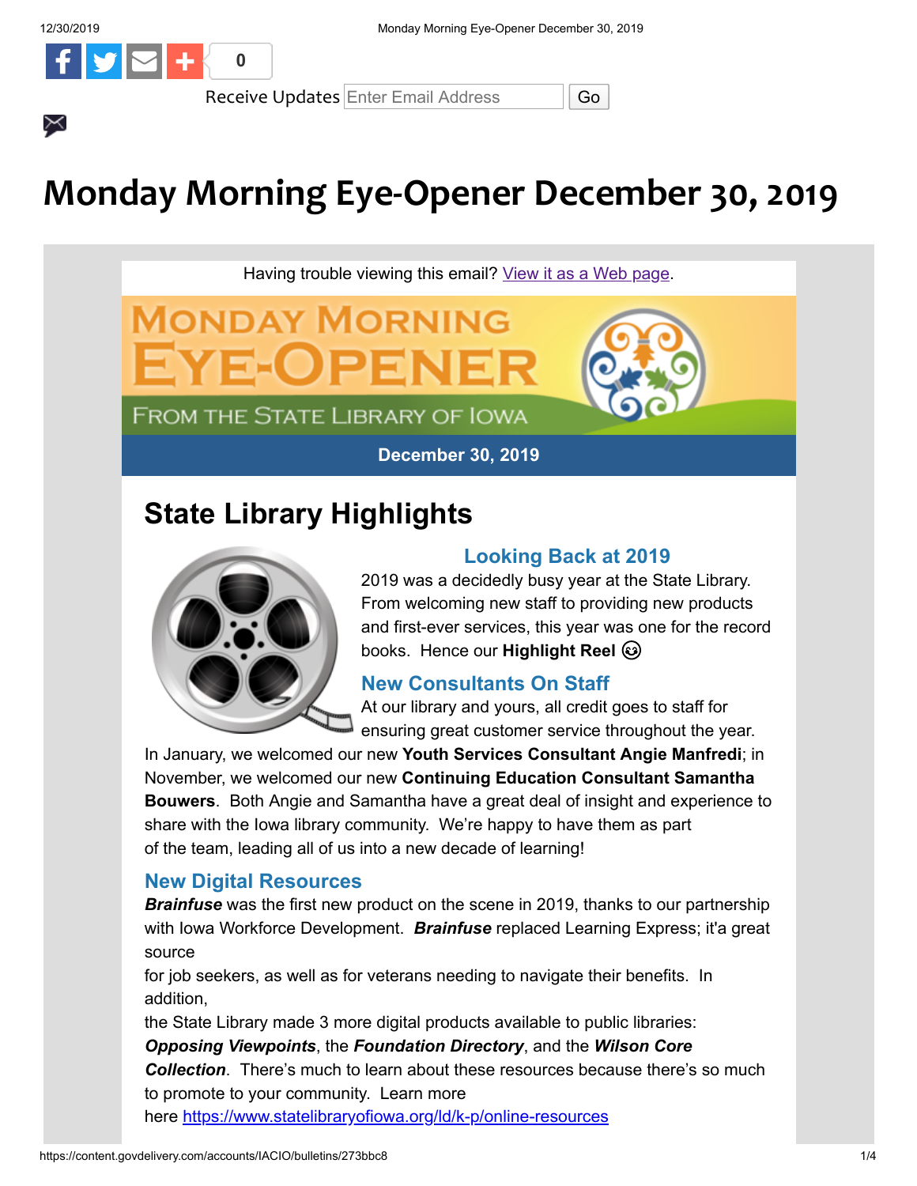Receive Updates Enter Email Address Go

# Monday Morning Eye-Opener December 30, 2019

Having trouble viewing this email? View it as a Web page.

MONDAY MORNING EYE-OPENER

FROM THE STATE LIBRARY OF IOWA

**December 30, 2019**

## State Library Highlights

### Looking Back at 2019

2019 was a decidedly busy year at the State Library. From welcoming new staff to providing new products and first-ever services, this year was one for the record books. Hence our **Highlight Reel** 😉

### New Consultants On Staff

At our library and yours, all credit goes to staff for ensuring great customer service throughout the year. In January, we welcomed our new **Youth Services Consultant Angie Manfredi**; in November, we welcomed our new **Continuing Education Consultant Samantha Bouwers**. Both Angie and Samantha have a great deal of insight and experience to share with the Iowa library community. We're happy to have them as part of the team, leading all of us into a new decade of learning!

### New Digital Resources

***Brainfuse*** was the first new product on the scene in 2019, thanks to our partnership with Iowa Workforce Development. ***Brainfuse*** replaced Learning Express; it'a great source for job seekers, as well as for veterans needing to navigate their benefits. In addition, the State Library made 3 more digital products available to public libraries: ***Opposing Viewpoints***, the ***Foundation Directory***, and the ***Wilson Core Collection***. There's much to learn about these resources because there's so much to promote to your community. Learn more here https://www.statelibraryofiowa.org/ld/k-p/online-resources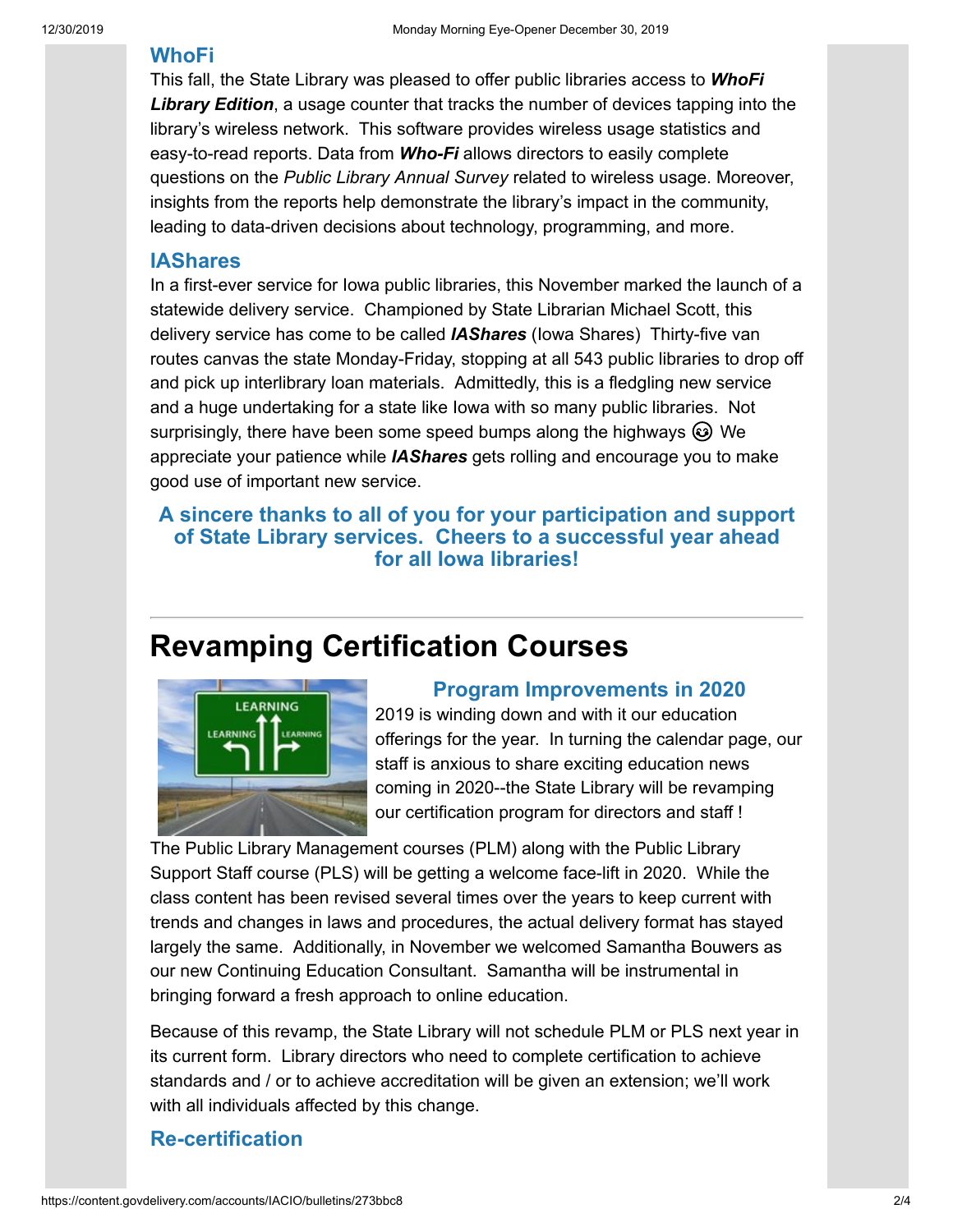### WhoFi

This fall, the State Library was pleased to offer public libraries access to ***WhoFi Library Edition***, a usage counter that tracks the number of devices tapping into the library's wireless network. This software provides wireless usage statistics and easy-to-read reports. Data from ***Who-Fi*** allows directors to easily complete questions on the *Public Library Annual Survey* related to wireless usage. Moreover, insights from the reports help demonstrate the library's impact in the community, leading to data-driven decisions about technology, programming, and more.

### IAShares

In a first-ever service for Iowa public libraries, this November marked the launch of a statewide delivery service. Championed by State Librarian Michael Scott, this delivery service has come to be called ***IAShares*** (Iowa Shares) Thirty-five van routes canvas the state Monday-Friday, stopping at all 543 public libraries to drop off and pick up interlibrary loan materials. Admittedly, this is a fledgling new service and a huge undertaking for a state like Iowa with so many public libraries. Not surprisingly, there have been some speed bumps along the highways 😉 We appreciate your patience while ***IAShares*** gets rolling and encourage you to make good use of important new service.

**A sincere thanks to all of you for your participation and support of State Library services. Cheers to a successful year ahead for all Iowa libraries!**

---

# Revamping Certification Courses

### Program Improvements in 2020

2019 is winding down and with it our education offerings for the year. In turning the calendar page, our staff is anxious to share exciting education news coming in 2020--the State Library will be revamping our certification program for directors and staff !

The Public Library Management courses (PLM) along with the Public Library Support Staff course (PLS) will be getting a welcome face-lift in 2020. While the class content has been revised several times over the years to keep current with trends and changes in laws and procedures, the actual delivery format has stayed largely the same. Additionally, in November we welcomed Samantha Bouwers as our new Continuing Education Consultant. Samantha will be instrumental in bringing forward a fresh approach to online education.

Because of this revamp, the State Library will not schedule PLM or PLS next year in its current form. Library directors who need to complete certification to achieve standards and / or to achieve accreditation will be given an extension; we'll work with all individuals affected by this change.

### Re-certification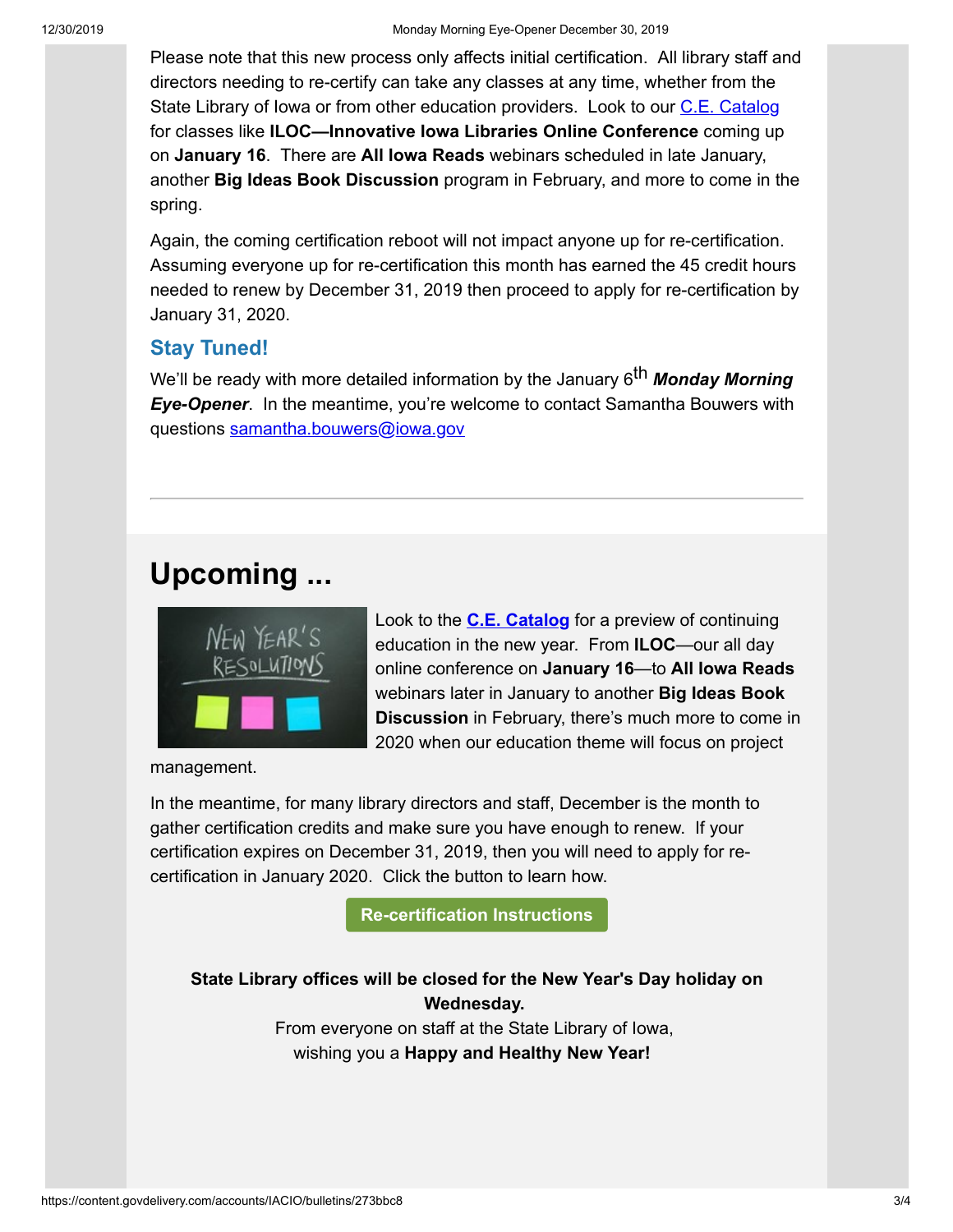Please note that this new process only affects initial certification. All library staff and directors needing to re-certify can take any classes at any time, whether from the State Library of Iowa or from other education providers. Look to our C.E. Catalog for classes like **ILOC—Innovative Iowa Libraries Online Conference** coming up on **January 16**. There are **All Iowa Reads** webinars scheduled in late January, another **Big Ideas Book Discussion** program in February, and more to come in the spring.

Again, the coming certification reboot will not impact anyone up for re-certification. Assuming everyone up for re-certification this month has earned the 45 credit hours needed to renew by December 31, 2019 then proceed to apply for re-certification by January 31, 2020.

### Stay Tuned!

We'll be ready with more detailed information by the January 6th ***Monday Morning Eye-Opener***. In the meantime, you're welcome to contact Samantha Bouwers with questions samantha.bouwers@iowa.gov

---

# Upcoming ...

Look to the **C.E. Catalog** for a preview of continuing education in the new year. From **ILOC**—our all day online conference on **January 16**—to **All Iowa Reads** webinars later in January to another **Big Ideas Book Discussion** in February, there's much more to come in 2020 when our education theme will focus on project management.

In the meantime, for many library directors and staff, December is the month to gather certification credits and make sure you have enough to renew. If your certification expires on December 31, 2019, then you will need to apply for re-certification in January 2020. Click the button to learn how.

**Re-certification Instructions**

**State Library offices will be closed for the New Year's Day holiday on Wednesday.**

From everyone on staff at the State Library of Iowa,
wishing you a **Happy and Healthy New Year!**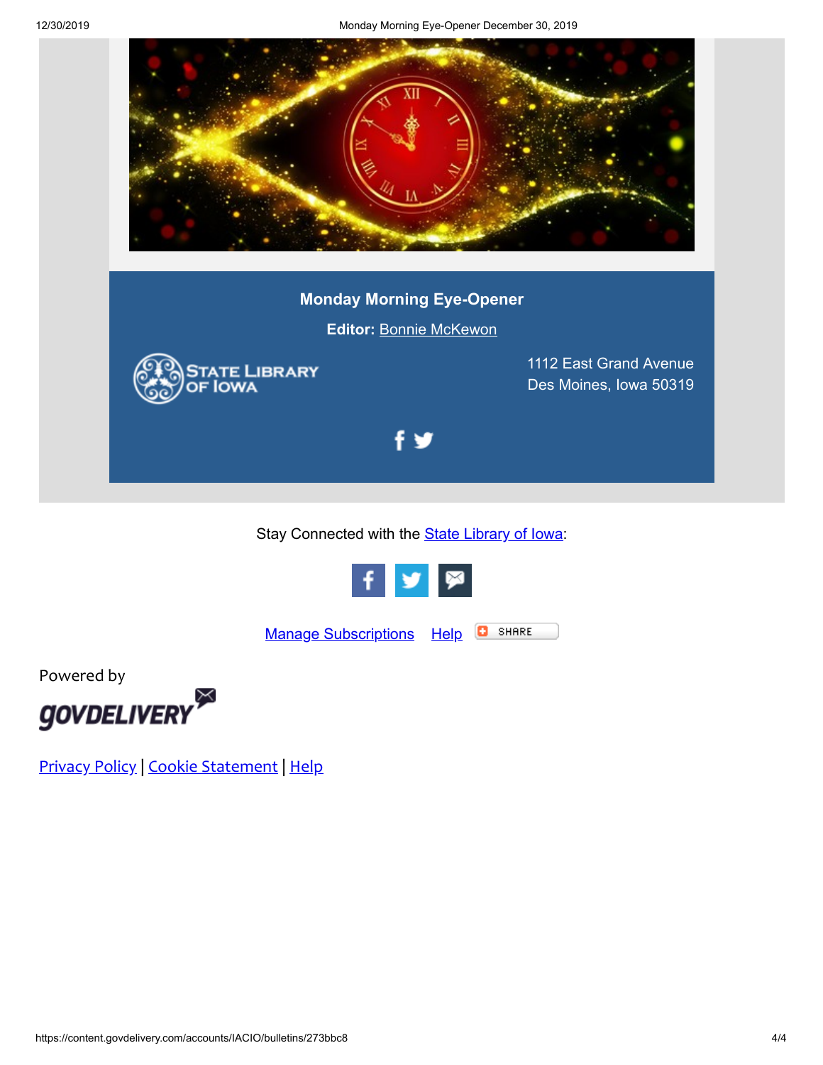**Monday Morning Eye-Opener**

**Editor:** Bonnie McKewon

STATE LIBRARY OF IOWA

1112 East Grand Avenue
Des Moines, Iowa 50319

Stay Connected with the State Library of Iowa:

Manage Subscriptions Help SHARE

Powered by GOVDELIVERY

Privacy Policy | Cookie Statement | Help